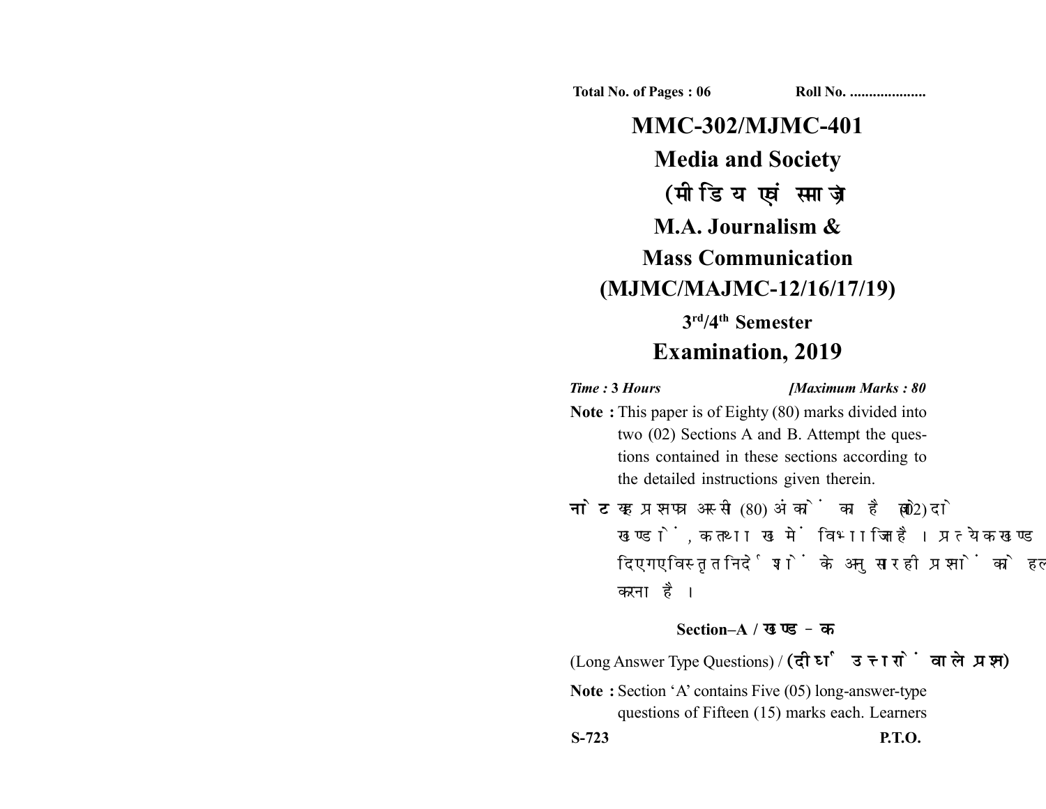Total No. of Pages : 06　　　　　　　　Roll No. ....................

# MMC-302/MJMC-401

## Media and Society

## (मीडिया एवं समाज)

## M.A. Journalism & Mass Communication (MJMC/MAJMC-12/16/17/19)

### 3rd/4th Semester

## Examination, 2019

*Time :* **3** *Hours*　　　　　　　　　*[Maximum Marks : 80*

**Note :** This paper is of Eighty (80) marks divided into two (02) Sections A and B. Attempt the questions contained in these sections according to the detailed instructions given therein.

**नोट :** यह प्रश्नपत्र अस्सी (80) अंकों का है जो दो (02) खण्डों, क तथा ख में विभाजित है। प्रत्येक खण्ड में दिए गए विस्तृत निर्देशों के अनुसार ही प्रश्नों को हल करना है।

### Section–A / खण्ड–क

(Long Answer Type Questions) / **(दीर्घ उत्तरों वाले प्रश्न)**

**Note :** Section 'A' contains Five (05) long-answer-type questions of Fifteen (15) marks each. Learners

S-723　　　　　　　　　　　　　　　　P.T.O.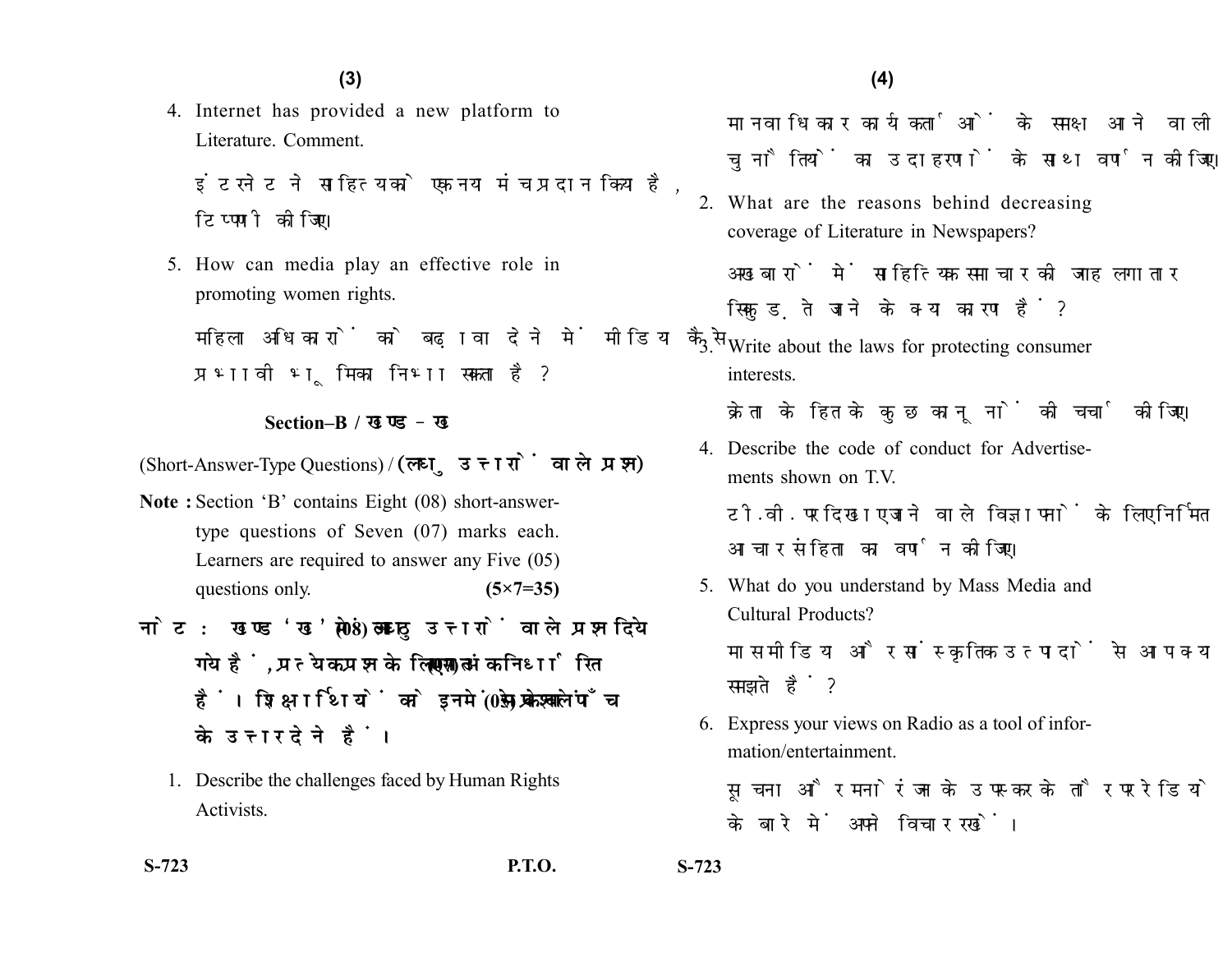4. Internet has provided a new platform to Literature. Comment.

   इंटरनेट ने साहित्य को एक नया मंच प्रदान किया है, टिप्पणी कीजिए।

5. How can media play an effective role in promoting women rights.

   महिला अधिकारों को बढ़ावा देने में मीडिया कैसे प्रभावी भूमिका निभा सकता है?

### Section–B / खण्ड – ख

(Short-Answer-Type Questions) / (लघु उत्तरों वाले प्रश्न)

**Note :** Section 'B' contains Eight (08) short-answer-type questions of Seven (07) marks each. Learners are required to answer any Five (05) questions only. **(5×7=35)**

**नोट :** खण्ड 'ख' में आठ (08) लघु उत्तरों वाले प्रश्न दिये गये हैं, प्रत्येक प्रश्न के लिए सात (07) अंक निर्धारित हैं। शिक्षार्थियों को इनमें से केवल पाँच (05) प्रश्नों के उत्तर देने हैं।

1. Describe the challenges faced by Human Rights Activists.

   मानवाधिकार कार्यकर्ताओं के समक्ष आने वाली चुनौतियों का उदाहरणों के साथ वर्णन कीजिए।

2. What are the reasons behind decreasing coverage of Literature in Newspapers?

   अखबारों में साहित्यिक समाचार की जगह लगातार सिकुड़ते जाने के क्या कारण हैं?

3. Write about the laws for protecting consumer interests.

   क्रेता के हित के कुछ कानूनों की चर्चा कीजिए।

4. Describe the code of conduct for Advertisements shown on T.V.

   टी.वी. पर दिखाए जाने वाले विज्ञापनों के लिए निर्मित आचार संहिता का वर्णन कीजिए।

5. What do you understand by Mass Media and Cultural Products?

   मास मीडिया और सांस्कृतिक उत्पादों से आप क्या समझते हैं?

6. Express your views on Radio as a tool of information/entertainment.

   सूचना और मनोरंजन के उपकरण के तौर पर रेडियो के बारे में अपने विचार रखें।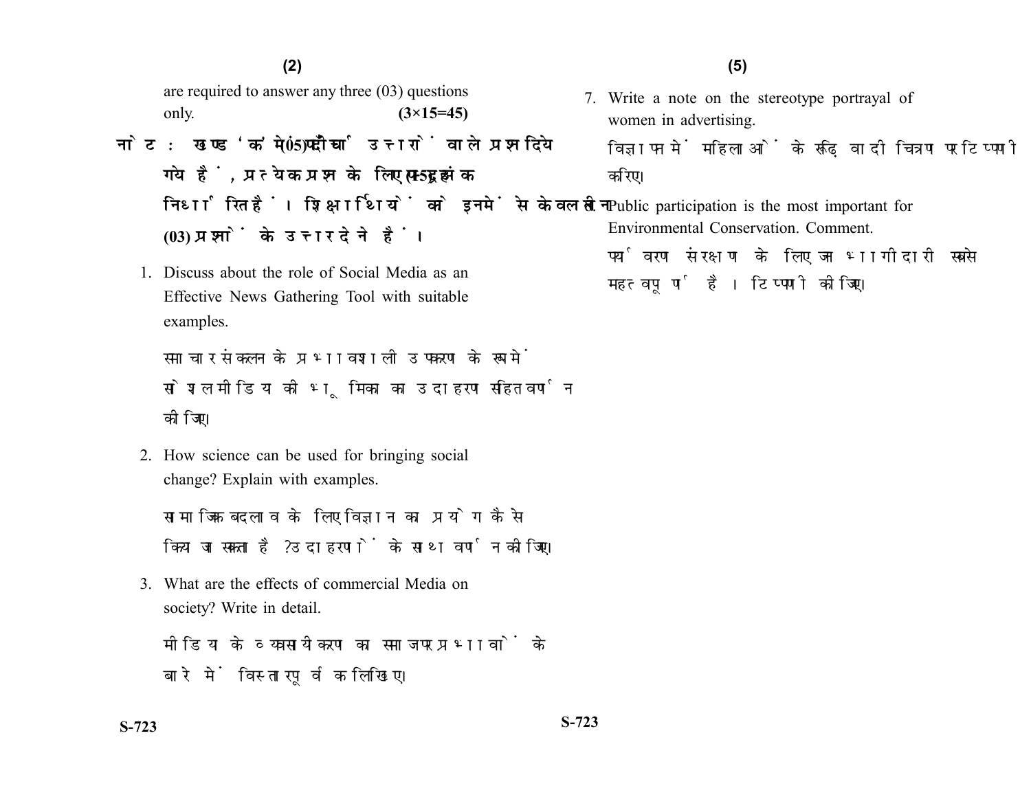are required to answer any three (03) questions only. **(3×15=45)**

**नोट : खण्ड 'क' में पाँच (05) दीर्घ उत्तरों वाले प्रश्न दिये गये हैं, प्रत्येक प्रश्न के लिए पन्द्रह (15) अंक निर्धारित हैं। शिक्षार्थियों को इनमें से केवल तीन (03) प्रश्नों के उत्तर देने हैं।**

1. Discuss about the role of Social Media as an Effective News Gathering Tool with suitable examples.

   समाचार संकलन के प्रभावशाली उपकरण के रूप में सोशल मीडिया की भूमिका का उदाहरण सहित वर्णन कीजिए।

2. How science can be used for bringing social change? Explain with examples.

   सामाजिक बदलाव के लिए विज्ञान का प्रयोग कैसे किया जा सकता है? उदाहरणों के साथ वर्णन कीजिए।

3. What are the effects of commercial Media on society? Write in detail.

   मीडिया के व्यवसायीकरण का समाज पर प्रभावों के बारे में विस्तारपूर्वक लिखिए।

7. Write a note on the stereotype portrayal of women in advertising.

   विज्ञापन में महिलाओं के रूढ़िवादी चित्रण पर टिप्पणी करिए।

8. Public participation is the most important for Environmental Conservation. Comment.

   पर्यावरण संरक्षण के लिए जन भागीदारी सबसे महत्वपूर्ण है। टिप्पणी कीजिए।